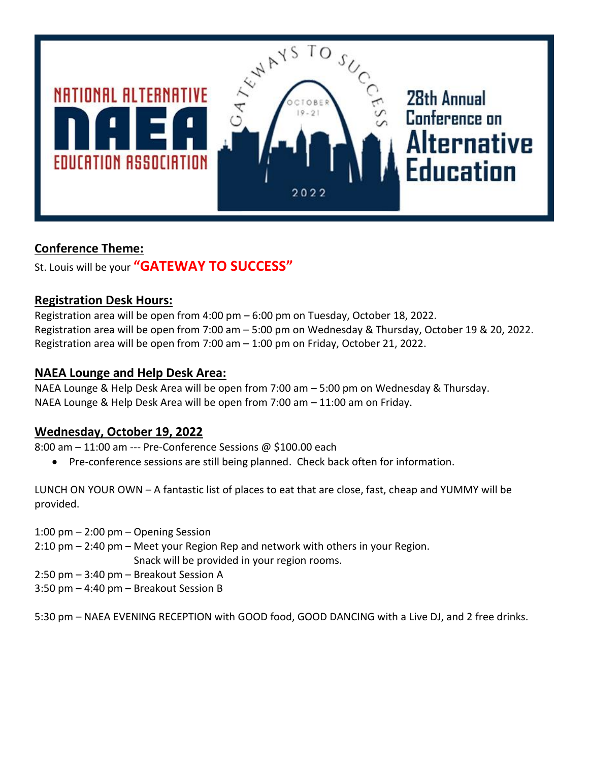NATIONAL ALTERNATIVE

NAEA

EDUCATION ASSOCIATION

GATEWAYS TO SUCCESS

OCTOBER 19-21

2022

28th Annual Conference on Alternative Education

## Conference Theme:

St. Louis will be your **"GATEWAY TO SUCCESS"**

## Registration Desk Hours:

Registration area will be open from 4:00 pm – 6:00 pm on Tuesday, October 18, 2022.
Registration area will be open from 7:00 am – 5:00 pm on Wednesday & Thursday, October 19 & 20, 2022.
Registration area will be open from 7:00 am – 1:00 pm on Friday, October 21, 2022.

## NAEA Lounge and Help Desk Area:

NAEA Lounge & Help Desk Area will be open from 7:00 am – 5:00 pm on Wednesday & Thursday.
NAEA Lounge & Help Desk Area will be open from 7:00 am – 11:00 am on Friday.

## Wednesday, October 19, 2022

8:00 am – 11:00 am --- Pre-Conference Sessions @ $100.00 each

- Pre-conference sessions are still being planned. Check back often for information.

LUNCH ON YOUR OWN – A fantastic list of places to eat that are close, fast, cheap and YUMMY will be provided.

1:00 pm – 2:00 pm – Opening Session
2:10 pm – 2:40 pm – Meet your Region Rep and network with others in your Region.
Snack will be provided in your region rooms.
2:50 pm – 3:40 pm – Breakout Session A
3:50 pm – 4:40 pm – Breakout Session B

5:30 pm – NAEA EVENING RECEPTION with GOOD food, GOOD DANCING with a Live DJ, and 2 free drinks.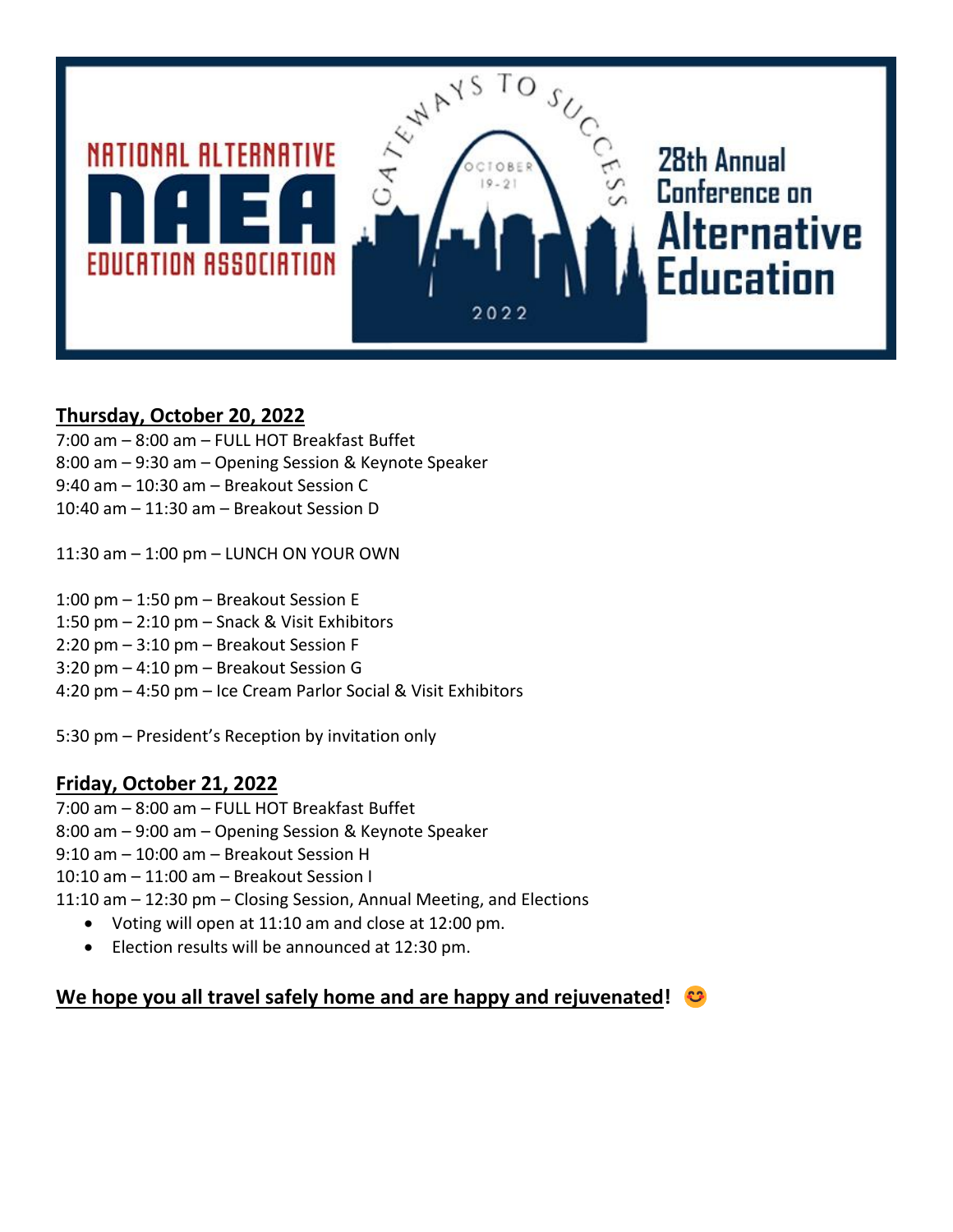NATIONAL ALTERNATIVE
NAEA
EDUCATION ASSOCIATION

GATEWAYS TO SUCCESS
OCTOBER 19-21
2022

28th Annual Conference on Alternative Education

## Thursday, October 20, 2022

7:00 am – 8:00 am – FULL HOT Breakfast Buffet
8:00 am – 9:30 am – Opening Session & Keynote Speaker
9:40 am – 10:30 am – Breakout Session C
10:40 am – 11:30 am – Breakout Session D

11:30 am – 1:00 pm – LUNCH ON YOUR OWN

1:00 pm – 1:50 pm – Breakout Session E
1:50 pm – 2:10 pm – Snack & Visit Exhibitors
2:20 pm – 3:10 pm – Breakout Session F
3:20 pm – 4:10 pm – Breakout Session G
4:20 pm – 4:50 pm – Ice Cream Parlor Social & Visit Exhibitors

5:30 pm – President's Reception by invitation only

## Friday, October 21, 2022

7:00 am – 8:00 am – FULL HOT Breakfast Buffet
8:00 am – 9:00 am – Opening Session & Keynote Speaker
9:10 am – 10:00 am – Breakout Session H
10:10 am – 11:00 am – Breakout Session I
11:10 am – 12:30 pm – Closing Session, Annual Meeting, and Elections

- Voting will open at 11:10 am and close at 12:00 pm.
- Election results will be announced at 12:30 pm.

**We hope you all travel safely home and are happy and rejuvenated!** 😊